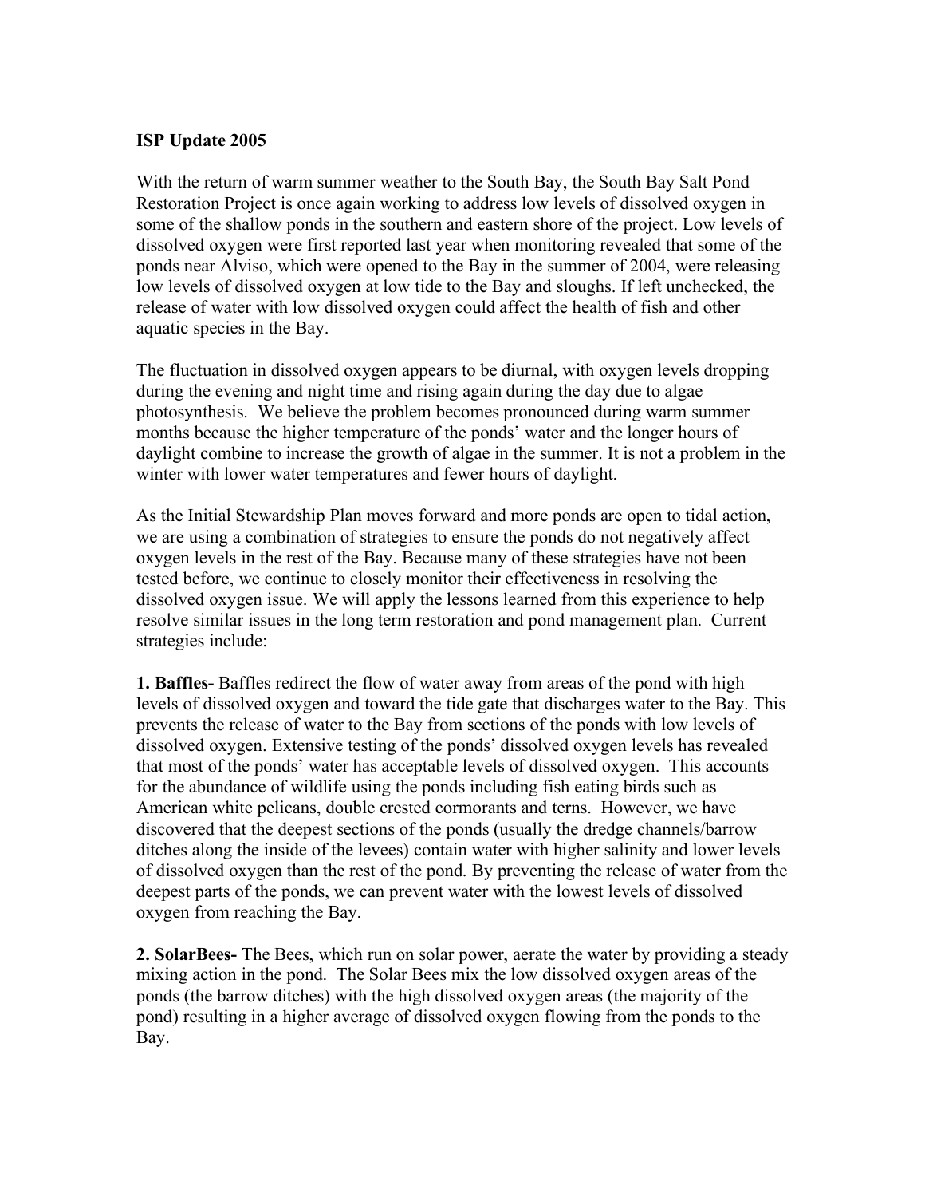**ISP Update 2005**

With the return of warm summer weather to the South Bay, the South Bay Salt Pond Restoration Project is once again working to address low levels of dissolved oxygen in some of the shallow ponds in the southern and eastern shore of the project. Low levels of dissolved oxygen were first reported last year when monitoring revealed that some of the ponds near Alviso, which were opened to the Bay in the summer of 2004, were releasing low levels of dissolved oxygen at low tide to the Bay and sloughs. If left unchecked, the release of water with low dissolved oxygen could affect the health of fish and other aquatic species in the Bay.

The fluctuation in dissolved oxygen appears to be diurnal, with oxygen levels dropping during the evening and night time and rising again during the day due to algae photosynthesis. We believe the problem becomes pronounced during warm summer months because the higher temperature of the ponds' water and the longer hours of daylight combine to increase the growth of algae in the summer. It is not a problem in the winter with lower water temperatures and fewer hours of daylight.

As the Initial Stewardship Plan moves forward and more ponds are open to tidal action, we are using a combination of strategies to ensure the ponds do not negatively affect oxygen levels in the rest of the Bay. Because many of these strategies have not been tested before, we continue to closely monitor their effectiveness in resolving the dissolved oxygen issue. We will apply the lessons learned from this experience to help resolve similar issues in the long term restoration and pond management plan. Current strategies include:

**1. Baffles-** Baffles redirect the flow of water away from areas of the pond with high levels of dissolved oxygen and toward the tide gate that discharges water to the Bay. This prevents the release of water to the Bay from sections of the ponds with low levels of dissolved oxygen. Extensive testing of the ponds' dissolved oxygen levels has revealed that most of the ponds' water has acceptable levels of dissolved oxygen. This accounts for the abundance of wildlife using the ponds including fish eating birds such as American white pelicans, double crested cormorants and terns. However, we have discovered that the deepest sections of the ponds (usually the dredge channels/barrow ditches along the inside of the levees) contain water with higher salinity and lower levels of dissolved oxygen than the rest of the pond. By preventing the release of water from the deepest parts of the ponds, we can prevent water with the lowest levels of dissolved oxygen from reaching the Bay.

**2. SolarBees-** The Bees, which run on solar power, aerate the water by providing a steady mixing action in the pond. The Solar Bees mix the low dissolved oxygen areas of the ponds (the barrow ditches) with the high dissolved oxygen areas (the majority of the pond) resulting in a higher average of dissolved oxygen flowing from the ponds to the Bay.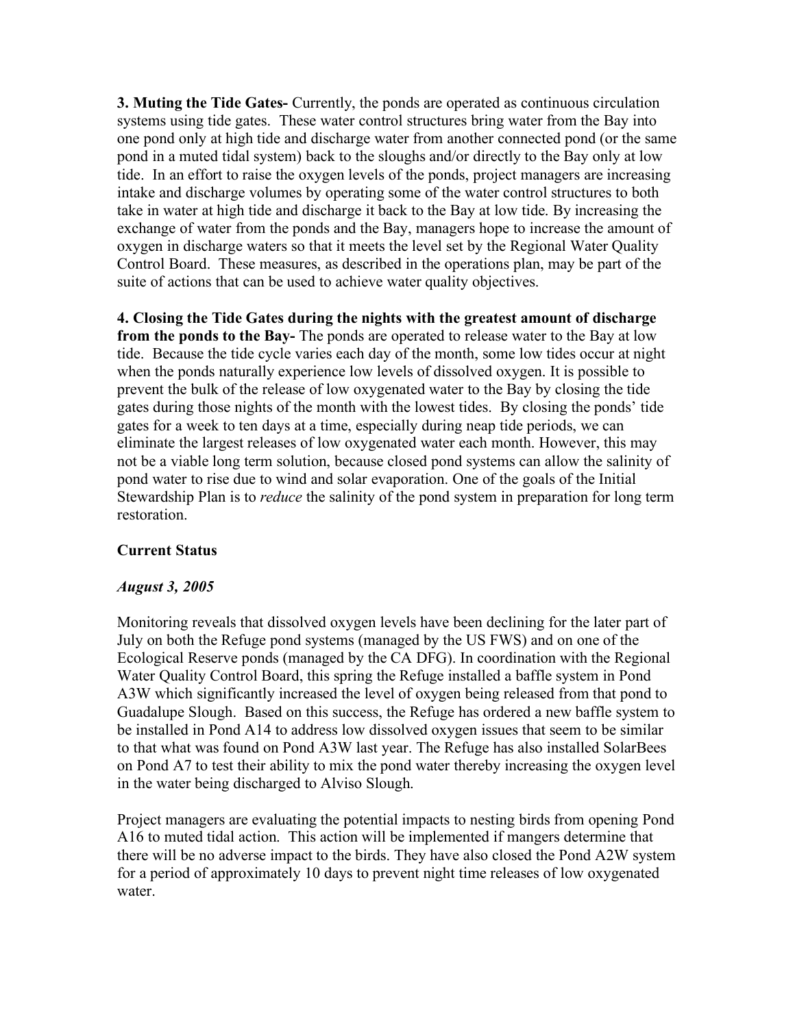**3. Muting the Tide Gates-** Currently, the ponds are operated as continuous circulation systems using tide gates. These water control structures bring water from the Bay into one pond only at high tide and discharge water from another connected pond (or the same pond in a muted tidal system) back to the sloughs and/or directly to the Bay only at low tide. In an effort to raise the oxygen levels of the ponds, project managers are increasing intake and discharge volumes by operating some of the water control structures to both take in water at high tide and discharge it back to the Bay at low tide. By increasing the exchange of water from the ponds and the Bay, managers hope to increase the amount of oxygen in discharge waters so that it meets the level set by the Regional Water Quality Control Board. These measures, as described in the operations plan, may be part of the suite of actions that can be used to achieve water quality objectives.

**4. Closing the Tide Gates during the nights with the greatest amount of discharge from the ponds to the Bay-** The ponds are operated to release water to the Bay at low tide. Because the tide cycle varies each day of the month, some low tides occur at night when the ponds naturally experience low levels of dissolved oxygen. It is possible to prevent the bulk of the release of low oxygenated water to the Bay by closing the tide gates during those nights of the month with the lowest tides. By closing the ponds' tide gates for a week to ten days at a time, especially during neap tide periods, we can eliminate the largest releases of low oxygenated water each month. However, this may not be a viable long term solution, because closed pond systems can allow the salinity of pond water to rise due to wind and solar evaporation. One of the goals of the Initial Stewardship Plan is to *reduce* the salinity of the pond system in preparation for long term restoration.

## Current Status

***August 3, 2005***

Monitoring reveals that dissolved oxygen levels have been declining for the later part of July on both the Refuge pond systems (managed by the US FWS) and on one of the Ecological Reserve ponds (managed by the CA DFG). In coordination with the Regional Water Quality Control Board, this spring the Refuge installed a baffle system in Pond A3W which significantly increased the level of oxygen being released from that pond to Guadalupe Slough. Based on this success, the Refuge has ordered a new baffle system to be installed in Pond A14 to address low dissolved oxygen issues that seem to be similar to that what was found on Pond A3W last year. The Refuge has also installed SolarBees on Pond A7 to test their ability to mix the pond water thereby increasing the oxygen level in the water being discharged to Alviso Slough.

Project managers are evaluating the potential impacts to nesting birds from opening Pond A16 to muted tidal action. This action will be implemented if mangers determine that there will be no adverse impact to the birds. They have also closed the Pond A2W system for a period of approximately 10 days to prevent night time releases of low oxygenated water.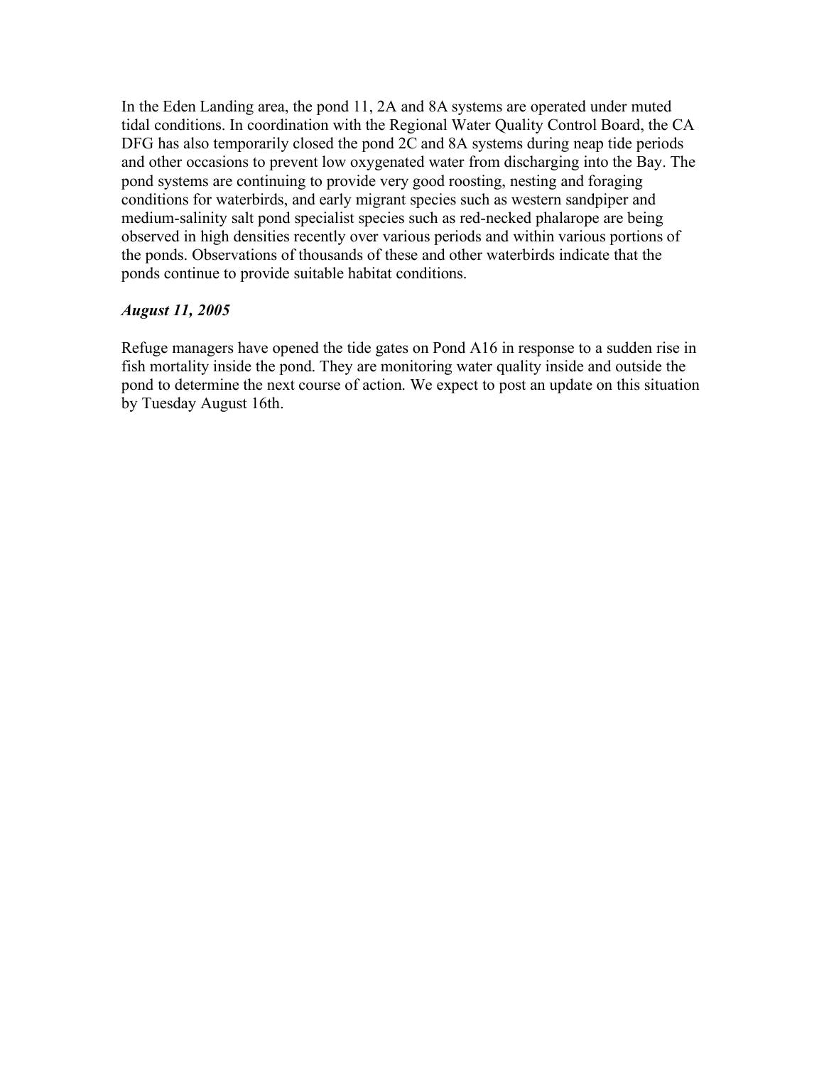In the Eden Landing area, the pond 11, 2A and 8A systems are operated under muted tidal conditions. In coordination with the Regional Water Quality Control Board, the CA DFG has also temporarily closed the pond 2C and 8A systems during neap tide periods and other occasions to prevent low oxygenated water from discharging into the Bay. The pond systems are continuing to provide very good roosting, nesting and foraging conditions for waterbirds, and early migrant species such as western sandpiper and medium-salinity salt pond specialist species such as red-necked phalarope are being observed in high densities recently over various periods and within various portions of the ponds. Observations of thousands of these and other waterbirds indicate that the ponds continue to provide suitable habitat conditions.

***August 11, 2005***

Refuge managers have opened the tide gates on Pond A16 in response to a sudden rise in fish mortality inside the pond. They are monitoring water quality inside and outside the pond to determine the next course of action. We expect to post an update on this situation by Tuesday August 16th.